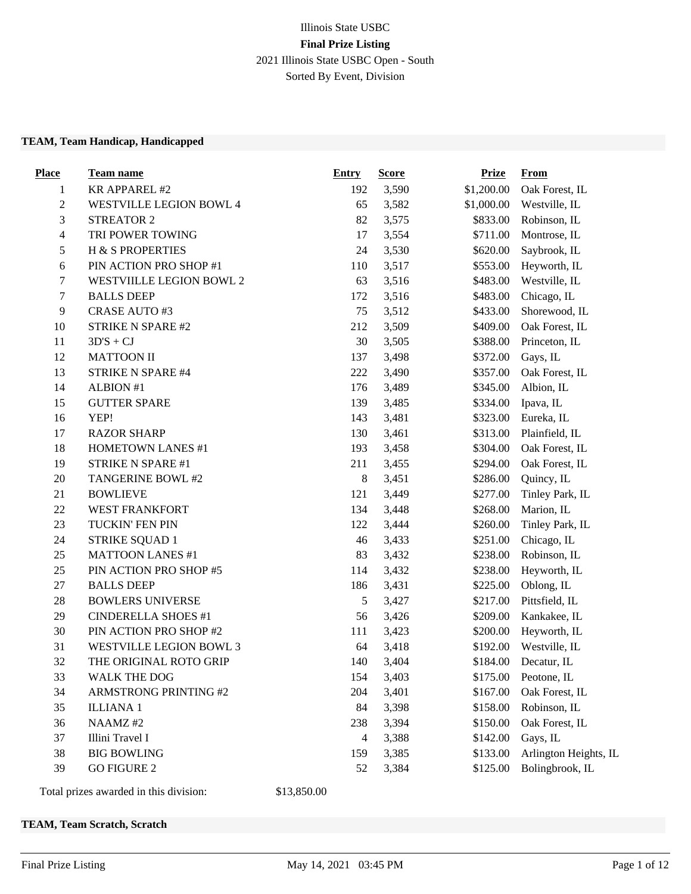Illinois State USBC

**Final Prize Listing**

2021 Illinois State USBC Open - South

Sorted By Event, Division

**TEAM, Team Handicap, Handicapped**

| Place | Team name | Entry | Score | Prize | From |
|---|---|---|---|---|---|
| 1 | KR APPAREL #2 | 192 | 3,590 | $1,200.00 | Oak Forest, IL |
| 2 | WESTVILLE LEGION BOWL 4 | 65 | 3,582 | $1,000.00 | Westville, IL |
| 3 | STREATOR 2 | 82 | 3,575 | $833.00 | Robinson, IL |
| 4 | TRI POWER TOWING | 17 | 3,554 | $711.00 | Montrose, IL |
| 5 | H & S PROPERTIES | 24 | 3,530 | $620.00 | Saybrook, IL |
| 6 | PIN ACTION PRO SHOP #1 | 110 | 3,517 | $553.00 | Heyworth, IL |
| 7 | WESTVIILLE LEGION BOWL 2 | 63 | 3,516 | $483.00 | Westville, IL |
| 7 | BALLS DEEP | 172 | 3,516 | $483.00 | Chicago, IL |
| 9 | CRASE AUTO #3 | 75 | 3,512 | $433.00 | Shorewood, IL |
| 10 | STRIKE N SPARE #2 | 212 | 3,509 | $409.00 | Oak Forest, IL |
| 11 | 3D'S + CJ | 30 | 3,505 | $388.00 | Princeton, IL |
| 12 | MATTOON II | 137 | 3,498 | $372.00 | Gays, IL |
| 13 | STRIKE N SPARE #4 | 222 | 3,490 | $357.00 | Oak Forest, IL |
| 14 | ALBION #1 | 176 | 3,489 | $345.00 | Albion, IL |
| 15 | GUTTER SPARE | 139 | 3,485 | $334.00 | Ipava, IL |
| 16 | YEP! | 143 | 3,481 | $323.00 | Eureka, IL |
| 17 | RAZOR SHARP | 130 | 3,461 | $313.00 | Plainfield, IL |
| 18 | HOMETOWN LANES #1 | 193 | 3,458 | $304.00 | Oak Forest, IL |
| 19 | STRIKE N SPARE #1 | 211 | 3,455 | $294.00 | Oak Forest, IL |
| 20 | TANGERINE BOWL #2 | 8 | 3,451 | $286.00 | Quincy, IL |
| 21 | BOWLIEVE | 121 | 3,449 | $277.00 | Tinley Park, IL |
| 22 | WEST FRANKFORT | 134 | 3,448 | $268.00 | Marion, IL |
| 23 | TUCKIN' FEN PIN | 122 | 3,444 | $260.00 | Tinley Park, IL |
| 24 | STRIKE SQUAD 1 | 46 | 3,433 | $251.00 | Chicago, IL |
| 25 | MATTOON LANES #1 | 83 | 3,432 | $238.00 | Robinson, IL |
| 25 | PIN ACTION PRO SHOP #5 | 114 | 3,432 | $238.00 | Heyworth, IL |
| 27 | BALLS DEEP | 186 | 3,431 | $225.00 | Oblong, IL |
| 28 | BOWLERS UNIVERSE | 5 | 3,427 | $217.00 | Pittsfield, IL |
| 29 | CINDERELLA SHOES #1 | 56 | 3,426 | $209.00 | Kankakee, IL |
| 30 | PIN ACTION PRO SHOP #2 | 111 | 3,423 | $200.00 | Heyworth, IL |
| 31 | WESTVILLE LEGION BOWL 3 | 64 | 3,418 | $192.00 | Westville, IL |
| 32 | THE ORIGINAL ROTO GRIP | 140 | 3,404 | $184.00 | Decatur, IL |
| 33 | WALK THE DOG | 154 | 3,403 | $175.00 | Peotone, IL |
| 34 | ARMSTRONG PRINTING #2 | 204 | 3,401 | $167.00 | Oak Forest, IL |
| 35 | ILLIANA 1 | 84 | 3,398 | $158.00 | Robinson, IL |
| 36 | NAAMZ #2 | 238 | 3,394 | $150.00 | Oak Forest, IL |
| 37 | Illini Travel I | 4 | 3,388 | $142.00 | Gays, IL |
| 38 | BIG BOWLING | 159 | 3,385 | $133.00 | Arlington Heights, IL |
| 39 | GO FIGURE 2 | 52 | 3,384 | $125.00 | Bolingbrook, IL |

Total prizes awarded in this division: $13,850.00

**TEAM, Team Scratch, Scratch**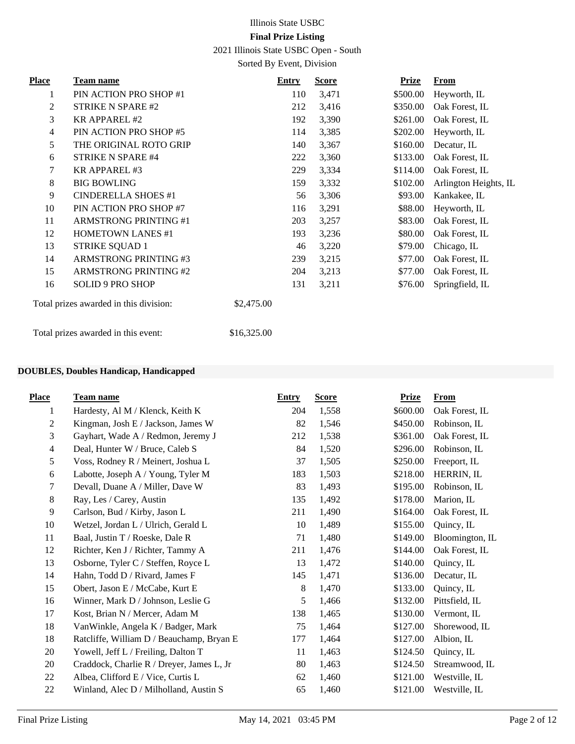Illinois State USBC

**Final Prize Listing**

2021 Illinois State USBC Open - South

Sorted By Event, Division

| Place | Team name | Entry | Score | Prize | From |
|---|---|---|---|---|---|
| 1 | PIN ACTION PRO SHOP #1 | 110 | 3,471 | $500.00 | Heyworth, IL |
| 2 | STRIKE N SPARE #2 | 212 | 3,416 | $350.00 | Oak Forest, IL |
| 3 | KR APPAREL #2 | 192 | 3,390 | $261.00 | Oak Forest, IL |
| 4 | PIN ACTION PRO SHOP #5 | 114 | 3,385 | $202.00 | Heyworth, IL |
| 5 | THE ORIGINAL ROTO GRIP | 140 | 3,367 | $160.00 | Decatur, IL |
| 6 | STRIKE N SPARE #4 | 222 | 3,360 | $133.00 | Oak Forest, IL |
| 7 | KR APPAREL #3 | 229 | 3,334 | $114.00 | Oak Forest, IL |
| 8 | BIG BOWLING | 159 | 3,332 | $102.00 | Arlington Heights, IL |
| 9 | CINDERELLA SHOES #1 | 56 | 3,306 | $93.00 | Kankakee, IL |
| 10 | PIN ACTION PRO SHOP #7 | 116 | 3,291 | $88.00 | Heyworth, IL |
| 11 | ARMSTRONG PRINTING #1 | 203 | 3,257 | $83.00 | Oak Forest, IL |
| 12 | HOMETOWN LANES #1 | 193 | 3,236 | $80.00 | Oak Forest, IL |
| 13 | STRIKE SQUAD 1 | 46 | 3,220 | $79.00 | Chicago, IL |
| 14 | ARMSTRONG PRINTING #3 | 239 | 3,215 | $77.00 | Oak Forest, IL |
| 15 | ARMSTRONG PRINTING #2 | 204 | 3,213 | $77.00 | Oak Forest, IL |
| 16 | SOLID 9 PRO SHOP | 131 | 3,211 | $76.00 | Springfield, IL |

Total prizes awarded in this division: $2,475.00

Total prizes awarded in this event: $16,325.00

**DOUBLES, Doubles Handicap, Handicapped**

| Place | Team name | Entry | Score | Prize | From |
|---|---|---|---|---|---|
| 1 | Hardesty, Al M / Klenck, Keith K | 204 | 1,558 | $600.00 | Oak Forest, IL |
| 2 | Kingman, Josh E / Jackson, James W | 82 | 1,546 | $450.00 | Robinson, IL |
| 3 | Gayhart, Wade A / Redmon, Jeremy J | 212 | 1,538 | $361.00 | Oak Forest, IL |
| 4 | Deal, Hunter W / Bruce, Caleb S | 84 | 1,520 | $296.00 | Robinson, IL |
| 5 | Voss, Rodney R / Meinert, Joshua L | 37 | 1,505 | $250.00 | Freeport, IL |
| 6 | Labotte, Joseph A / Young, Tyler M | 183 | 1,503 | $218.00 | HERRIN, IL |
| 7 | Devall, Duane A / Miller, Dave W | 83 | 1,493 | $195.00 | Robinson, IL |
| 8 | Ray, Les / Carey, Austin | 135 | 1,492 | $178.00 | Marion, IL |
| 9 | Carlson, Bud / Kirby, Jason L | 211 | 1,490 | $164.00 | Oak Forest, IL |
| 10 | Wetzel, Jordan L / Ulrich, Gerald L | 10 | 1,489 | $155.00 | Quincy, IL |
| 11 | Baal, Justin T / Roeske, Dale R | 71 | 1,480 | $149.00 | Bloomington, IL |
| 12 | Richter, Ken J / Richter, Tammy A | 211 | 1,476 | $144.00 | Oak Forest, IL |
| 13 | Osborne, Tyler C / Steffen, Royce L | 13 | 1,472 | $140.00 | Quincy, IL |
| 14 | Hahn, Todd D / Rivard, James F | 145 | 1,471 | $136.00 | Decatur, IL |
| 15 | Obert, Jason E / McCabe, Kurt E | 8 | 1,470 | $133.00 | Quincy, IL |
| 16 | Winner, Mark D / Johnson, Leslie G | 5 | 1,466 | $132.00 | Pittsfield, IL |
| 17 | Kost, Brian N / Mercer, Adam M | 138 | 1,465 | $130.00 | Vermont, IL |
| 18 | VanWinkle, Angela K / Badger, Mark | 75 | 1,464 | $127.00 | Shorewood, IL |
| 18 | Ratcliffe, William D / Beauchamp, Bryan E | 177 | 1,464 | $127.00 | Albion, IL |
| 20 | Yowell, Jeff L / Freiling, Dalton T | 11 | 1,463 | $124.50 | Quincy, IL |
| 20 | Craddock, Charlie R / Dreyer, James L, Jr | 80 | 1,463 | $124.50 | Streamwood, IL |
| 22 | Albea, Clifford E / Vice, Curtis L | 62 | 1,460 | $121.00 | Westville, IL |
| 22 | Winland, Alec D / Milholland, Austin S | 65 | 1,460 | $121.00 | Westville, IL |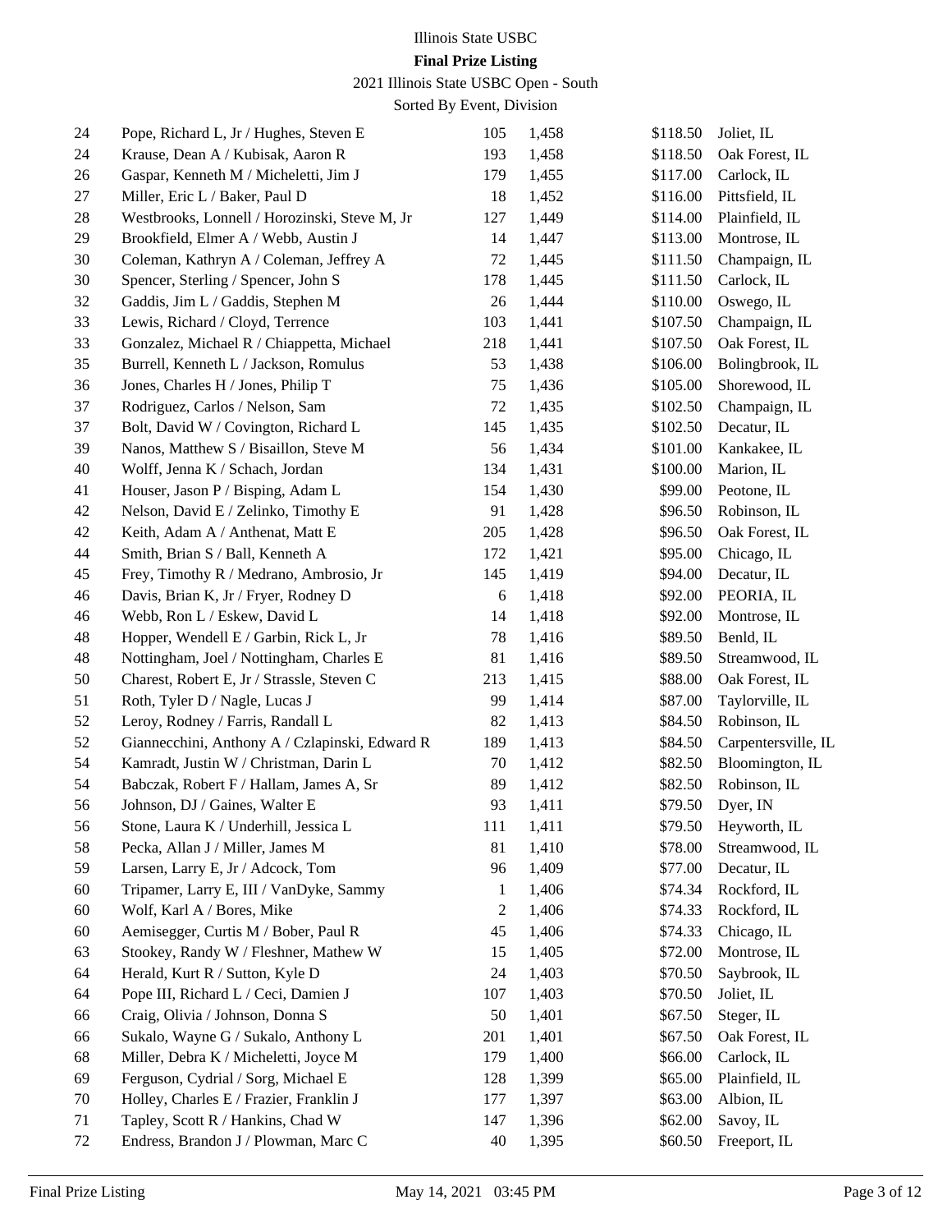Illinois State USBC

**Final Prize Listing**

2021 Illinois State USBC Open - South

Sorted By Event, Division

| | | | | | |
|---|---|---|---|---|---|
| 24 | Pope, Richard L, Jr / Hughes, Steven E | 105 | 1,458 | $118.50 | Joliet, IL |
| 24 | Krause, Dean A / Kubisak, Aaron R | 193 | 1,458 | $118.50 | Oak Forest, IL |
| 26 | Gaspar, Kenneth M / Micheletti, Jim J | 179 | 1,455 | $117.00 | Carlock, IL |
| 27 | Miller, Eric L / Baker, Paul D | 18 | 1,452 | $116.00 | Pittsfield, IL |
| 28 | Westbrooks, Lonnell / Horozinski, Steve M, Jr | 127 | 1,449 | $114.00 | Plainfield, IL |
| 29 | Brookfield, Elmer A / Webb, Austin J | 14 | 1,447 | $113.00 | Montrose, IL |
| 30 | Coleman, Kathryn A / Coleman, Jeffrey A | 72 | 1,445 | $111.50 | Champaign, IL |
| 30 | Spencer, Sterling / Spencer, John S | 178 | 1,445 | $111.50 | Carlock, IL |
| 32 | Gaddis, Jim L / Gaddis, Stephen M | 26 | 1,444 | $110.00 | Oswego, IL |
| 33 | Lewis, Richard / Cloyd, Terrence | 103 | 1,441 | $107.50 | Champaign, IL |
| 33 | Gonzalez, Michael R / Chiappetta, Michael | 218 | 1,441 | $107.50 | Oak Forest, IL |
| 35 | Burrell, Kenneth L / Jackson, Romulus | 53 | 1,438 | $106.00 | Bolingbrook, IL |
| 36 | Jones, Charles H / Jones, Philip T | 75 | 1,436 | $105.00 | Shorewood, IL |
| 37 | Rodriguez, Carlos / Nelson, Sam | 72 | 1,435 | $102.50 | Champaign, IL |
| 37 | Bolt, David W / Covington, Richard L | 145 | 1,435 | $102.50 | Decatur, IL |
| 39 | Nanos, Matthew S / Bisaillon, Steve M | 56 | 1,434 | $101.00 | Kankakee, IL |
| 40 | Wolff, Jenna K / Schach, Jordan | 134 | 1,431 | $100.00 | Marion, IL |
| 41 | Houser, Jason P / Bisping, Adam L | 154 | 1,430 | $99.00 | Peotone, IL |
| 42 | Nelson, David E / Zelinko, Timothy E | 91 | 1,428 | $96.50 | Robinson, IL |
| 42 | Keith, Adam A / Anthenat, Matt E | 205 | 1,428 | $96.50 | Oak Forest, IL |
| 44 | Smith, Brian S / Ball, Kenneth A | 172 | 1,421 | $95.00 | Chicago, IL |
| 45 | Frey, Timothy R / Medrano, Ambrosio, Jr | 145 | 1,419 | $94.00 | Decatur, IL |
| 46 | Davis, Brian K, Jr / Fryer, Rodney D | 6 | 1,418 | $92.00 | PEORIA, IL |
| 46 | Webb, Ron L / Eskew, David L | 14 | 1,418 | $92.00 | Montrose, IL |
| 48 | Hopper, Wendell E / Garbin, Rick L, Jr | 78 | 1,416 | $89.50 | Benld, IL |
| 48 | Nottingham, Joel / Nottingham, Charles E | 81 | 1,416 | $89.50 | Streamwood, IL |
| 50 | Charest, Robert E, Jr / Strassle, Steven C | 213 | 1,415 | $88.00 | Oak Forest, IL |
| 51 | Roth, Tyler D / Nagle, Lucas J | 99 | 1,414 | $87.00 | Taylorville, IL |
| 52 | Leroy, Rodney / Farris, Randall L | 82 | 1,413 | $84.50 | Robinson, IL |
| 52 | Giannecchini, Anthony A / Czlapinski, Edward R | 189 | 1,413 | $84.50 | Carpentersville, IL |
| 54 | Kamradt, Justin W / Christman, Darin L | 70 | 1,412 | $82.50 | Bloomington, IL |
| 54 | Babczak, Robert F / Hallam, James A, Sr | 89 | 1,412 | $82.50 | Robinson, IL |
| 56 | Johnson, DJ / Gaines, Walter E | 93 | 1,411 | $79.50 | Dyer, IN |
| 56 | Stone, Laura K / Underhill, Jessica L | 111 | 1,411 | $79.50 | Heyworth, IL |
| 58 | Pecka, Allan J / Miller, James M | 81 | 1,410 | $78.00 | Streamwood, IL |
| 59 | Larsen, Larry E, Jr / Adcock, Tom | 96 | 1,409 | $77.00 | Decatur, IL |
| 60 | Tripamer, Larry E, III / VanDyke, Sammy | 1 | 1,406 | $74.34 | Rockford, IL |
| 60 | Wolf, Karl A / Bores, Mike | 2 | 1,406 | $74.33 | Rockford, IL |
| 60 | Aemisegger, Curtis M / Bober, Paul R | 45 | 1,406 | $74.33 | Chicago, IL |
| 63 | Stookey, Randy W / Fleshner, Mathew W | 15 | 1,405 | $72.00 | Montrose, IL |
| 64 | Herald, Kurt R / Sutton, Kyle D | 24 | 1,403 | $70.50 | Saybrook, IL |
| 64 | Pope III, Richard L / Ceci, Damien J | 107 | 1,403 | $70.50 | Joliet, IL |
| 66 | Craig, Olivia / Johnson, Donna S | 50 | 1,401 | $67.50 | Steger, IL |
| 66 | Sukalo, Wayne G / Sukalo, Anthony L | 201 | 1,401 | $67.50 | Oak Forest, IL |
| 68 | Miller, Debra K / Micheletti, Joyce M | 179 | 1,400 | $66.00 | Carlock, IL |
| 69 | Ferguson, Cydrial / Sorg, Michael E | 128 | 1,399 | $65.00 | Plainfield, IL |
| 70 | Holley, Charles E / Frazier, Franklin J | 177 | 1,397 | $63.00 | Albion, IL |
| 71 | Tapley, Scott R / Hankins, Chad W | 147 | 1,396 | $62.00 | Savoy, IL |
| 72 | Endress, Brandon J / Plowman, Marc C | 40 | 1,395 | $60.50 | Freeport, IL |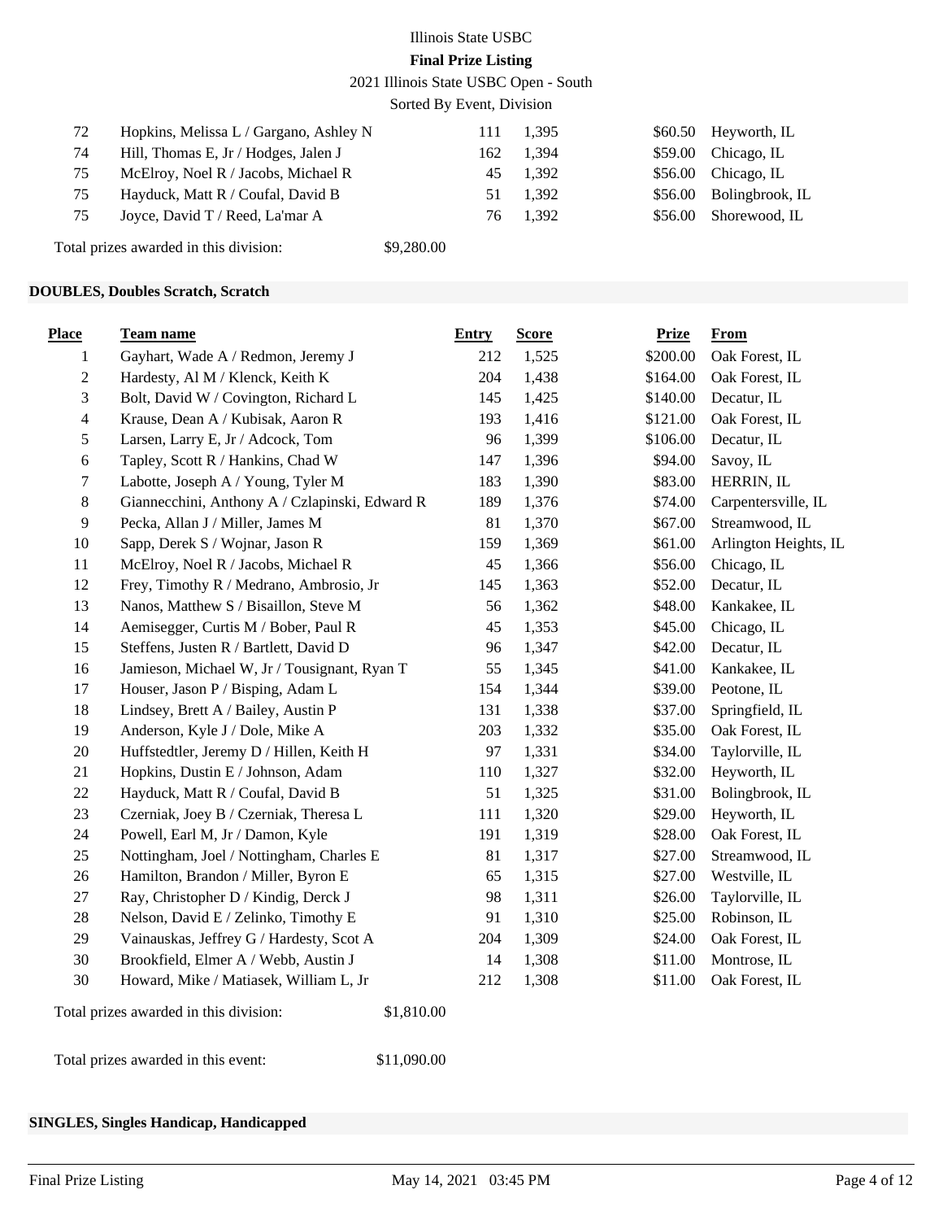| Place | Team name | Entry | Score | Prize | From |
|---|---|---|---|---|---|
| 72 | Hopkins, Melissa L / Gargano, Ashley N | 111 | 1,395 | $60.50 | Heyworth, IL |
| 74 | Hill, Thomas E, Jr / Hodges, Jalen J | 162 | 1,394 | $59.00 | Chicago, IL |
| 75 | McElroy, Noel R / Jacobs, Michael R | 45 | 1,392 | $56.00 | Chicago, IL |
| 75 | Hayduck, Matt R / Coufal, David B | 51 | 1,392 | $56.00 | Bolingbrook, IL |
| 75 | Joyce, David T / Reed, La'mar A | 76 | 1,392 | $56.00 | Shorewood, IL |

Total prizes awarded in this division: $9,280.00

## DOUBLES, Doubles Scratch, Scratch

| Place | Team name | Entry | Score | Prize | From |
|---|---|---|---|---|---|
| 1 | Gayhart, Wade A / Redmon, Jeremy J | 212 | 1,525 | $200.00 | Oak Forest, IL |
| 2 | Hardesty, Al M / Klenck, Keith K | 204 | 1,438 | $164.00 | Oak Forest, IL |
| 3 | Bolt, David W / Covington, Richard L | 145 | 1,425 | $140.00 | Decatur, IL |
| 4 | Krause, Dean A / Kubisak, Aaron R | 193 | 1,416 | $121.00 | Oak Forest, IL |
| 5 | Larsen, Larry E, Jr / Adcock, Tom | 96 | 1,399 | $106.00 | Decatur, IL |
| 6 | Tapley, Scott R / Hankins, Chad W | 147 | 1,396 | $94.00 | Savoy, IL |
| 7 | Labotte, Joseph A / Young, Tyler M | 183 | 1,390 | $83.00 | HERRIN, IL |
| 8 | Giannecchini, Anthony A / Czlapinski, Edward R | 189 | 1,376 | $74.00 | Carpentersville, IL |
| 9 | Pecka, Allan J / Miller, James M | 81 | 1,370 | $67.00 | Streamwood, IL |
| 10 | Sapp, Derek S / Wojnar, Jason R | 159 | 1,369 | $61.00 | Arlington Heights, IL |
| 11 | McElroy, Noel R / Jacobs, Michael R | 45 | 1,366 | $56.00 | Chicago, IL |
| 12 | Frey, Timothy R / Medrano, Ambrosio, Jr | 145 | 1,363 | $52.00 | Decatur, IL |
| 13 | Nanos, Matthew S / Bisaillon, Steve M | 56 | 1,362 | $48.00 | Kankakee, IL |
| 14 | Aemisegger, Curtis M / Bober, Paul R | 45 | 1,353 | $45.00 | Chicago, IL |
| 15 | Steffens, Justen R / Bartlett, David D | 96 | 1,347 | $42.00 | Decatur, IL |
| 16 | Jamieson, Michael W, Jr / Tousignant, Ryan T | 55 | 1,345 | $41.00 | Kankakee, IL |
| 17 | Houser, Jason P / Bisping, Adam L | 154 | 1,344 | $39.00 | Peotone, IL |
| 18 | Lindsey, Brett A / Bailey, Austin P | 131 | 1,338 | $37.00 | Springfield, IL |
| 19 | Anderson, Kyle J / Dole, Mike A | 203 | 1,332 | $35.00 | Oak Forest, IL |
| 20 | Huffstedtler, Jeremy D / Hillen, Keith H | 97 | 1,331 | $34.00 | Taylorville, IL |
| 21 | Hopkins, Dustin E / Johnson, Adam | 110 | 1,327 | $32.00 | Heyworth, IL |
| 22 | Hayduck, Matt R / Coufal, David B | 51 | 1,325 | $31.00 | Bolingbrook, IL |
| 23 | Czerniak, Joey B / Czerniak, Theresa L | 111 | 1,320 | $29.00 | Heyworth, IL |
| 24 | Powell, Earl M, Jr / Damon, Kyle | 191 | 1,319 | $28.00 | Oak Forest, IL |
| 25 | Nottingham, Joel / Nottingham, Charles E | 81 | 1,317 | $27.00 | Streamwood, IL |
| 26 | Hamilton, Brandon / Miller, Byron E | 65 | 1,315 | $27.00 | Westville, IL |
| 27 | Ray, Christopher D / Kindig, Derck J | 98 | 1,311 | $26.00 | Taylorville, IL |
| 28 | Nelson, David E / Zelinko, Timothy E | 91 | 1,310 | $25.00 | Robinson, IL |
| 29 | Vainauskas, Jeffrey G / Hardesty, Scot A | 204 | 1,309 | $24.00 | Oak Forest, IL |
| 30 | Brookfield, Elmer A / Webb, Austin J | 14 | 1,308 | $11.00 | Montrose, IL |
| 30 | Howard, Mike / Matiasek, William L, Jr | 212 | 1,308 | $11.00 | Oak Forest, IL |

Total prizes awarded in this division: $1,810.00

Total prizes awarded in this event: $11,090.00

## SINGLES, Singles Handicap, Handicapped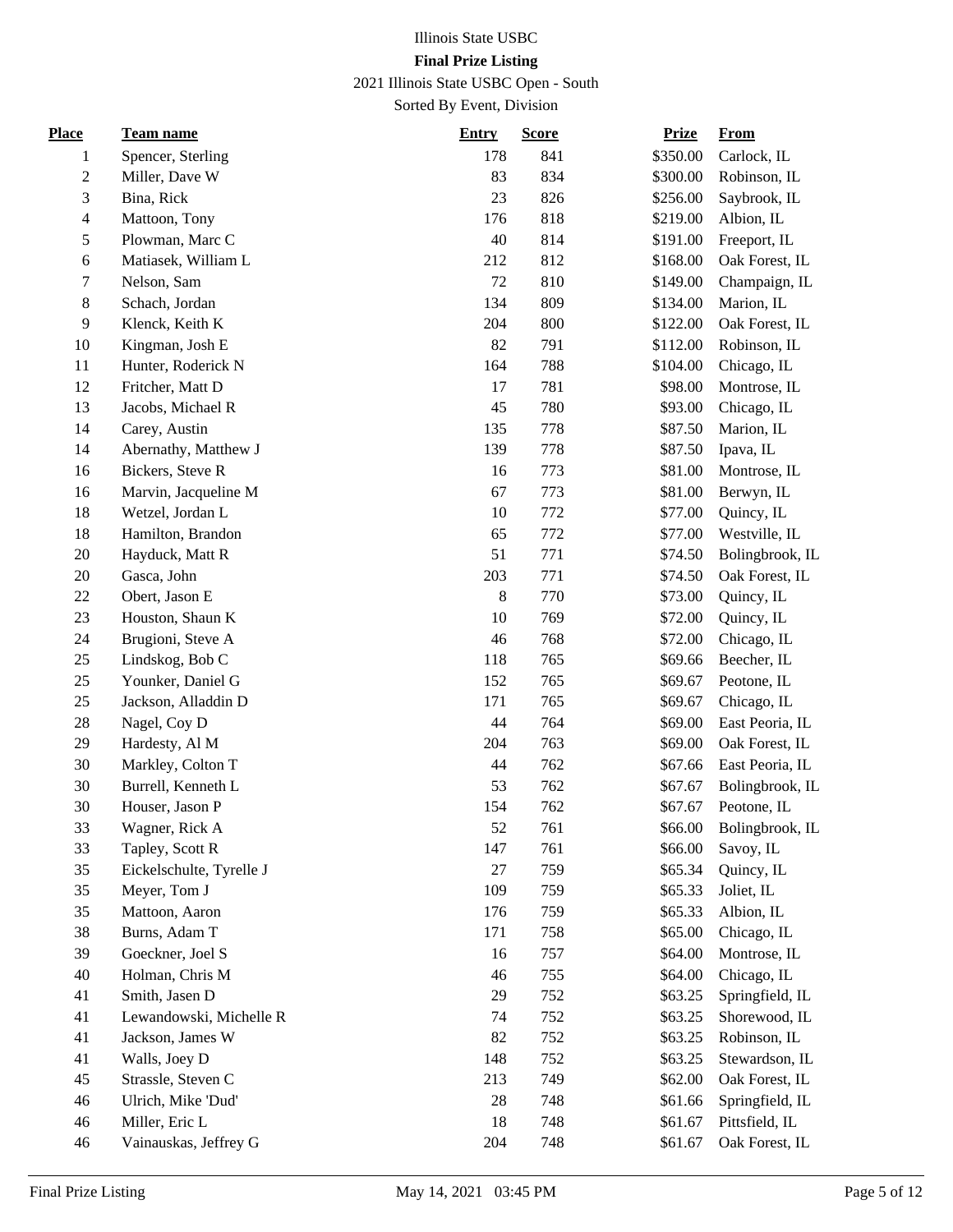Illinois State USBC

**Final Prize Listing**

2021 Illinois State USBC Open - South

Sorted By Event, Division

| Place | Team name | Entry | Score | Prize | From |
|---|---|---|---|---|---|
| 1 | Spencer, Sterling | 178 | 841 | $350.00 | Carlock, IL |
| 2 | Miller, Dave W | 83 | 834 | $300.00 | Robinson, IL |
| 3 | Bina, Rick | 23 | 826 | $256.00 | Saybrook, IL |
| 4 | Mattoon, Tony | 176 | 818 | $219.00 | Albion, IL |
| 5 | Plowman, Marc C | 40 | 814 | $191.00 | Freeport, IL |
| 6 | Matiasek, William L | 212 | 812 | $168.00 | Oak Forest, IL |
| 7 | Nelson, Sam | 72 | 810 | $149.00 | Champaign, IL |
| 8 | Schach, Jordan | 134 | 809 | $134.00 | Marion, IL |
| 9 | Klenck, Keith K | 204 | 800 | $122.00 | Oak Forest, IL |
| 10 | Kingman, Josh E | 82 | 791 | $112.00 | Robinson, IL |
| 11 | Hunter, Roderick N | 164 | 788 | $104.00 | Chicago, IL |
| 12 | Fritcher, Matt D | 17 | 781 | $98.00 | Montrose, IL |
| 13 | Jacobs, Michael R | 45 | 780 | $93.00 | Chicago, IL |
| 14 | Carey, Austin | 135 | 778 | $87.50 | Marion, IL |
| 14 | Abernathy, Matthew J | 139 | 778 | $87.50 | Ipava, IL |
| 16 | Bickers, Steve R | 16 | 773 | $81.00 | Montrose, IL |
| 16 | Marvin, Jacqueline M | 67 | 773 | $81.00 | Berwyn, IL |
| 18 | Wetzel, Jordan L | 10 | 772 | $77.00 | Quincy, IL |
| 18 | Hamilton, Brandon | 65 | 772 | $77.00 | Westville, IL |
| 20 | Hayduck, Matt R | 51 | 771 | $74.50 | Bolingbrook, IL |
| 20 | Gasca, John | 203 | 771 | $74.50 | Oak Forest, IL |
| 22 | Obert, Jason E | 8 | 770 | $73.00 | Quincy, IL |
| 23 | Houston, Shaun K | 10 | 769 | $72.00 | Quincy, IL |
| 24 | Brugioni, Steve A | 46 | 768 | $72.00 | Chicago, IL |
| 25 | Lindskog, Bob C | 118 | 765 | $69.66 | Beecher, IL |
| 25 | Younker, Daniel G | 152 | 765 | $69.67 | Peotone, IL |
| 25 | Jackson, Alladdin D | 171 | 765 | $69.67 | Chicago, IL |
| 28 | Nagel, Coy D | 44 | 764 | $69.00 | East Peoria, IL |
| 29 | Hardesty, Al M | 204 | 763 | $69.00 | Oak Forest, IL |
| 30 | Markley, Colton T | 44 | 762 | $67.66 | East Peoria, IL |
| 30 | Burrell, Kenneth L | 53 | 762 | $67.67 | Bolingbrook, IL |
| 30 | Houser, Jason P | 154 | 762 | $67.67 | Peotone, IL |
| 33 | Wagner, Rick A | 52 | 761 | $66.00 | Bolingbrook, IL |
| 33 | Tapley, Scott R | 147 | 761 | $66.00 | Savoy, IL |
| 35 | Eickelschulte, Tyrelle J | 27 | 759 | $65.34 | Quincy, IL |
| 35 | Meyer, Tom J | 109 | 759 | $65.33 | Joliet, IL |
| 35 | Mattoon, Aaron | 176 | 759 | $65.33 | Albion, IL |
| 38 | Burns, Adam T | 171 | 758 | $65.00 | Chicago, IL |
| 39 | Goeckner, Joel S | 16 | 757 | $64.00 | Montrose, IL |
| 40 | Holman, Chris M | 46 | 755 | $64.00 | Chicago, IL |
| 41 | Smith, Jasen D | 29 | 752 | $63.25 | Springfield, IL |
| 41 | Lewandowski, Michelle R | 74 | 752 | $63.25 | Shorewood, IL |
| 41 | Jackson, James W | 82 | 752 | $63.25 | Robinson, IL |
| 41 | Walls, Joey D | 148 | 752 | $63.25 | Stewardson, IL |
| 45 | Strassle, Steven C | 213 | 749 | $62.00 | Oak Forest, IL |
| 46 | Ulrich, Mike 'Dud' | 28 | 748 | $61.66 | Springfield, IL |
| 46 | Miller, Eric L | 18 | 748 | $61.67 | Pittsfield, IL |
| 46 | Vainauskas, Jeffrey G | 204 | 748 | $61.67 | Oak Forest, IL |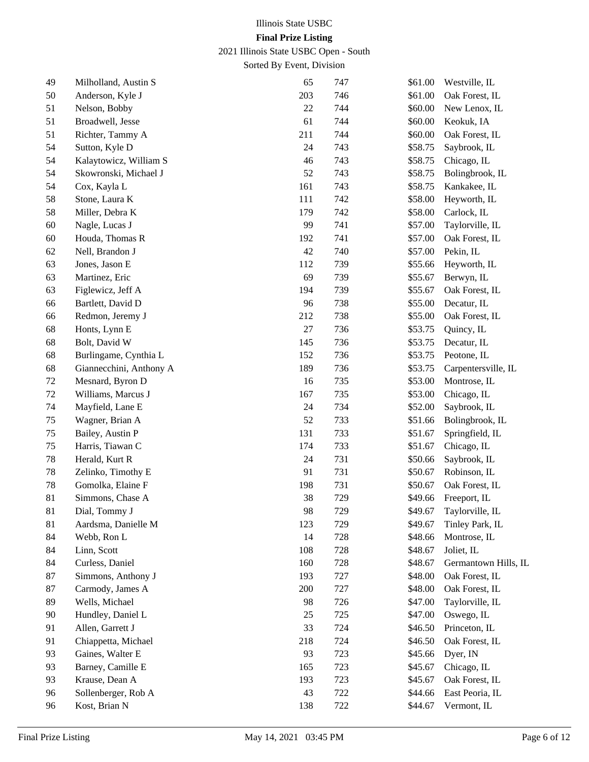Illinois State USBC

**Final Prize Listing**

2021 Illinois State USBC Open - South

Sorted By Event, Division

| | | | | | |
|---|---|---|---|---|---|
| 49 | Milholland, Austin S | 65 | 747 | $61.00 | Westville, IL |
| 50 | Anderson, Kyle J | 203 | 746 | $61.00 | Oak Forest, IL |
| 51 | Nelson, Bobby | 22 | 744 | $60.00 | New Lenox, IL |
| 51 | Broadwell, Jesse | 61 | 744 | $60.00 | Keokuk, IA |
| 51 | Richter, Tammy A | 211 | 744 | $60.00 | Oak Forest, IL |
| 54 | Sutton, Kyle D | 24 | 743 | $58.75 | Saybrook, IL |
| 54 | Kalaytowicz, William S | 46 | 743 | $58.75 | Chicago, IL |
| 54 | Skowronski, Michael J | 52 | 743 | $58.75 | Bolingbrook, IL |
| 54 | Cox, Kayla L | 161 | 743 | $58.75 | Kankakee, IL |
| 58 | Stone, Laura K | 111 | 742 | $58.00 | Heyworth, IL |
| 58 | Miller, Debra K | 179 | 742 | $58.00 | Carlock, IL |
| 60 | Nagle, Lucas J | 99 | 741 | $57.00 | Taylorville, IL |
| 60 | Houda, Thomas R | 192 | 741 | $57.00 | Oak Forest, IL |
| 62 | Nell, Brandon J | 42 | 740 | $57.00 | Pekin, IL |
| 63 | Jones, Jason E | 112 | 739 | $55.66 | Heyworth, IL |
| 63 | Martinez, Eric | 69 | 739 | $55.67 | Berwyn, IL |
| 63 | Figlewicz, Jeff A | 194 | 739 | $55.67 | Oak Forest, IL |
| 66 | Bartlett, David D | 96 | 738 | $55.00 | Decatur, IL |
| 66 | Redmon, Jeremy J | 212 | 738 | $55.00 | Oak Forest, IL |
| 68 | Honts, Lynn E | 27 | 736 | $53.75 | Quincy, IL |
| 68 | Bolt, David W | 145 | 736 | $53.75 | Decatur, IL |
| 68 | Burlingame, Cynthia L | 152 | 736 | $53.75 | Peotone, IL |
| 68 | Giannecchini, Anthony A | 189 | 736 | $53.75 | Carpentersville, IL |
| 72 | Mesnard, Byron D | 16 | 735 | $53.00 | Montrose, IL |
| 72 | Williams, Marcus J | 167 | 735 | $53.00 | Chicago, IL |
| 74 | Mayfield, Lane E | 24 | 734 | $52.00 | Saybrook, IL |
| 75 | Wagner, Brian A | 52 | 733 | $51.66 | Bolingbrook, IL |
| 75 | Bailey, Austin P | 131 | 733 | $51.67 | Springfield, IL |
| 75 | Harris, Tiawan C | 174 | 733 | $51.67 | Chicago, IL |
| 78 | Herald, Kurt R | 24 | 731 | $50.66 | Saybrook, IL |
| 78 | Zelinko, Timothy E | 91 | 731 | $50.67 | Robinson, IL |
| 78 | Gomolka, Elaine F | 198 | 731 | $50.67 | Oak Forest, IL |
| 81 | Simmons, Chase A | 38 | 729 | $49.66 | Freeport, IL |
| 81 | Dial, Tommy J | 98 | 729 | $49.67 | Taylorville, IL |
| 81 | Aardsma, Danielle M | 123 | 729 | $49.67 | Tinley Park, IL |
| 84 | Webb, Ron L | 14 | 728 | $48.66 | Montrose, IL |
| 84 | Linn, Scott | 108 | 728 | $48.67 | Joliet, IL |
| 84 | Curless, Daniel | 160 | 728 | $48.67 | Germantown Hills, IL |
| 87 | Simmons, Anthony J | 193 | 727 | $48.00 | Oak Forest, IL |
| 87 | Carmody, James A | 200 | 727 | $48.00 | Oak Forest, IL |
| 89 | Wells, Michael | 98 | 726 | $47.00 | Taylorville, IL |
| 90 | Hundley, Daniel L | 25 | 725 | $47.00 | Oswego, IL |
| 91 | Allen, Garrett J | 33 | 724 | $46.50 | Princeton, IL |
| 91 | Chiappetta, Michael | 218 | 724 | $46.50 | Oak Forest, IL |
| 93 | Gaines, Walter E | 93 | 723 | $45.66 | Dyer, IN |
| 93 | Barney, Camille E | 165 | 723 | $45.67 | Chicago, IL |
| 93 | Krause, Dean A | 193 | 723 | $45.67 | Oak Forest, IL |
| 96 | Sollenberger, Rob A | 43 | 722 | $44.66 | East Peoria, IL |
| 96 | Kost, Brian N | 138 | 722 | $44.67 | Vermont, IL |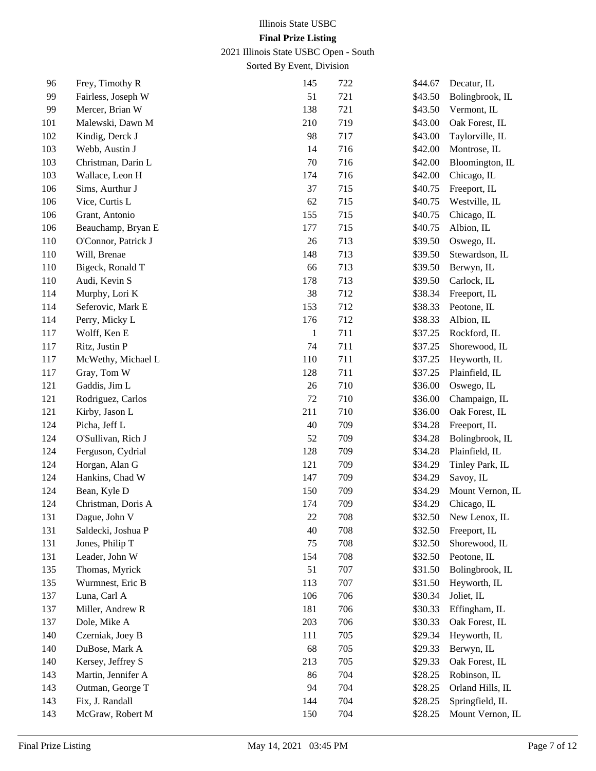Illinois State USBC

**Final Prize Listing**

2021 Illinois State USBC Open - South

Sorted By Event, Division

| Place | Name | Team | Score | Prize | City |
|---|---|---|---|---|---|
| 96 | Frey, Timothy R | 145 | 722 | $44.67 | Decatur, IL |
| 99 | Fairless, Joseph W | 51 | 721 | $43.50 | Bolingbrook, IL |
| 99 | Mercer, Brian W | 138 | 721 | $43.50 | Vermont, IL |
| 101 | Malewski, Dawn M | 210 | 719 | $43.00 | Oak Forest, IL |
| 102 | Kindig, Derck J | 98 | 717 | $43.00 | Taylorville, IL |
| 103 | Webb, Austin J | 14 | 716 | $42.00 | Montrose, IL |
| 103 | Christman, Darin L | 70 | 716 | $42.00 | Bloomington, IL |
| 103 | Wallace, Leon H | 174 | 716 | $42.00 | Chicago, IL |
| 106 | Sims, Aurthur J | 37 | 715 | $40.75 | Freeport, IL |
| 106 | Vice, Curtis L | 62 | 715 | $40.75 | Westville, IL |
| 106 | Grant, Antonio | 155 | 715 | $40.75 | Chicago, IL |
| 106 | Beauchamp, Bryan E | 177 | 715 | $40.75 | Albion, IL |
| 110 | O'Connor, Patrick J | 26 | 713 | $39.50 | Oswego, IL |
| 110 | Will, Brenae | 148 | 713 | $39.50 | Stewardson, IL |
| 110 | Bigeck, Ronald T | 66 | 713 | $39.50 | Berwyn, IL |
| 110 | Audi, Kevin S | 178 | 713 | $39.50 | Carlock, IL |
| 114 | Murphy, Lori K | 38 | 712 | $38.34 | Freeport, IL |
| 114 | Seferovic, Mark E | 153 | 712 | $38.33 | Peotone, IL |
| 114 | Perry, Micky L | 176 | 712 | $38.33 | Albion, IL |
| 117 | Wolff, Ken E | 1 | 711 | $37.25 | Rockford, IL |
| 117 | Ritz, Justin P | 74 | 711 | $37.25 | Shorewood, IL |
| 117 | McWethy, Michael L | 110 | 711 | $37.25 | Heyworth, IL |
| 117 | Gray, Tom W | 128 | 711 | $37.25 | Plainfield, IL |
| 121 | Gaddis, Jim L | 26 | 710 | $36.00 | Oswego, IL |
| 121 | Rodriguez, Carlos | 72 | 710 | $36.00 | Champaign, IL |
| 121 | Kirby, Jason L | 211 | 710 | $36.00 | Oak Forest, IL |
| 124 | Picha, Jeff L | 40 | 709 | $34.28 | Freeport, IL |
| 124 | O'Sullivan, Rich J | 52 | 709 | $34.28 | Bolingbrook, IL |
| 124 | Ferguson, Cydrial | 128 | 709 | $34.28 | Plainfield, IL |
| 124 | Horgan, Alan G | 121 | 709 | $34.29 | Tinley Park, IL |
| 124 | Hankins, Chad W | 147 | 709 | $34.29 | Savoy, IL |
| 124 | Bean, Kyle D | 150 | 709 | $34.29 | Mount Vernon, IL |
| 124 | Christman, Doris A | 174 | 709 | $34.29 | Chicago, IL |
| 131 | Dague, John V | 22 | 708 | $32.50 | New Lenox, IL |
| 131 | Saldecki, Joshua P | 40 | 708 | $32.50 | Freeport, IL |
| 131 | Jones, Philip T | 75 | 708 | $32.50 | Shorewood, IL |
| 131 | Leader, John W | 154 | 708 | $32.50 | Peotone, IL |
| 135 | Thomas, Myrick | 51 | 707 | $31.50 | Bolingbrook, IL |
| 135 | Wurmnest, Eric B | 113 | 707 | $31.50 | Heyworth, IL |
| 137 | Luna, Carl A | 106 | 706 | $30.34 | Joliet, IL |
| 137 | Miller, Andrew R | 181 | 706 | $30.33 | Effingham, IL |
| 137 | Dole, Mike A | 203 | 706 | $30.33 | Oak Forest, IL |
| 140 | Czerniak, Joey B | 111 | 705 | $29.34 | Heyworth, IL |
| 140 | DuBose, Mark A | 68 | 705 | $29.33 | Berwyn, IL |
| 140 | Kersey, Jeffrey S | 213 | 705 | $29.33 | Oak Forest, IL |
| 143 | Martin, Jennifer A | 86 | 704 | $28.25 | Robinson, IL |
| 143 | Outman, George T | 94 | 704 | $28.25 | Orland Hills, IL |
| 143 | Fix, J. Randall | 144 | 704 | $28.25 | Springfield, IL |
| 143 | McGraw, Robert M | 150 | 704 | $28.25 | Mount Vernon, IL |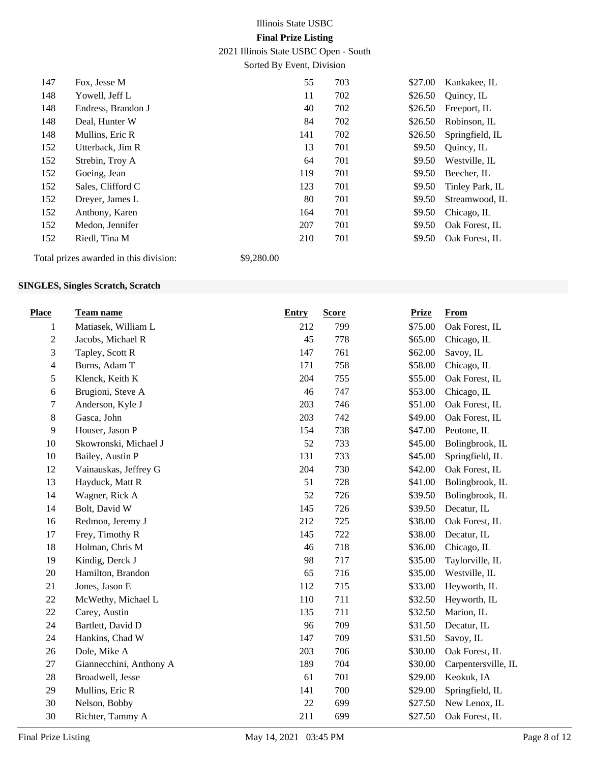| | | | | | |
|---|---|---|---|---|---|
| 147 | Fox, Jesse M | 55 | 703 | $27.00 | Kankakee, IL |
| 148 | Yowell, Jeff L | 11 | 702 | $26.50 | Quincy, IL |
| 148 | Endress, Brandon J | 40 | 702 | $26.50 | Freeport, IL |
| 148 | Deal, Hunter W | 84 | 702 | $26.50 | Robinson, IL |
| 148 | Mullins, Eric R | 141 | 702 | $26.50 | Springfield, IL |
| 152 | Utterback, Jim R | 13 | 701 | $9.50 | Quincy, IL |
| 152 | Strebin, Troy A | 64 | 701 | $9.50 | Westville, IL |
| 152 | Goeing, Jean | 119 | 701 | $9.50 | Beecher, IL |
| 152 | Sales, Clifford C | 123 | 701 | $9.50 | Tinley Park, IL |
| 152 | Dreyer, James L | 80 | 701 | $9.50 | Streamwood, IL |
| 152 | Anthony, Karen | 164 | 701 | $9.50 | Chicago, IL |
| 152 | Medon, Jennifer | 207 | 701 | $9.50 | Oak Forest, IL |
| 152 | Riedl, Tina M | 210 | 701 | $9.50 | Oak Forest, IL |

Total prizes awarded in this division: $9,280.00

### SINGLES, Singles Scratch, Scratch

| Place | Team name | Entry | Score | Prize | From |
|---|---|---|---|---|---|
| 1 | Matiasek, William L | 212 | 799 | $75.00 | Oak Forest, IL |
| 2 | Jacobs, Michael R | 45 | 778 | $65.00 | Chicago, IL |
| 3 | Tapley, Scott R | 147 | 761 | $62.00 | Savoy, IL |
| 4 | Burns, Adam T | 171 | 758 | $58.00 | Chicago, IL |
| 5 | Klenck, Keith K | 204 | 755 | $55.00 | Oak Forest, IL |
| 6 | Brugioni, Steve A | 46 | 747 | $53.00 | Chicago, IL |
| 7 | Anderson, Kyle J | 203 | 746 | $51.00 | Oak Forest, IL |
| 8 | Gasca, John | 203 | 742 | $49.00 | Oak Forest, IL |
| 9 | Houser, Jason P | 154 | 738 | $47.00 | Peotone, IL |
| 10 | Skowronski, Michael J | 52 | 733 | $45.00 | Bolingbrook, IL |
| 10 | Bailey, Austin P | 131 | 733 | $45.00 | Springfield, IL |
| 12 | Vainauskas, Jeffrey G | 204 | 730 | $42.00 | Oak Forest, IL |
| 13 | Hayduck, Matt R | 51 | 728 | $41.00 | Bolingbrook, IL |
| 14 | Wagner, Rick A | 52 | 726 | $39.50 | Bolingbrook, IL |
| 14 | Bolt, David W | 145 | 726 | $39.50 | Decatur, IL |
| 16 | Redmon, Jeremy J | 212 | 725 | $38.00 | Oak Forest, IL |
| 17 | Frey, Timothy R | 145 | 722 | $38.00 | Decatur, IL |
| 18 | Holman, Chris M | 46 | 718 | $36.00 | Chicago, IL |
| 19 | Kindig, Derck J | 98 | 717 | $35.00 | Taylorville, IL |
| 20 | Hamilton, Brandon | 65 | 716 | $35.00 | Westville, IL |
| 21 | Jones, Jason E | 112 | 715 | $33.00 | Heyworth, IL |
| 22 | McWethy, Michael L | 110 | 711 | $32.50 | Heyworth, IL |
| 22 | Carey, Austin | 135 | 711 | $32.50 | Marion, IL |
| 24 | Bartlett, David D | 96 | 709 | $31.50 | Decatur, IL |
| 24 | Hankins, Chad W | 147 | 709 | $31.50 | Savoy, IL |
| 26 | Dole, Mike A | 203 | 706 | $30.00 | Oak Forest, IL |
| 27 | Giannecchini, Anthony A | 189 | 704 | $30.00 | Carpentersville, IL |
| 28 | Broadwell, Jesse | 61 | 701 | $29.00 | Keokuk, IA |
| 29 | Mullins, Eric R | 141 | 700 | $29.00 | Springfield, IL |
| 30 | Nelson, Bobby | 22 | 699 | $27.50 | New Lenox, IL |
| 30 | Richter, Tammy A | 211 | 699 | $27.50 | Oak Forest, IL |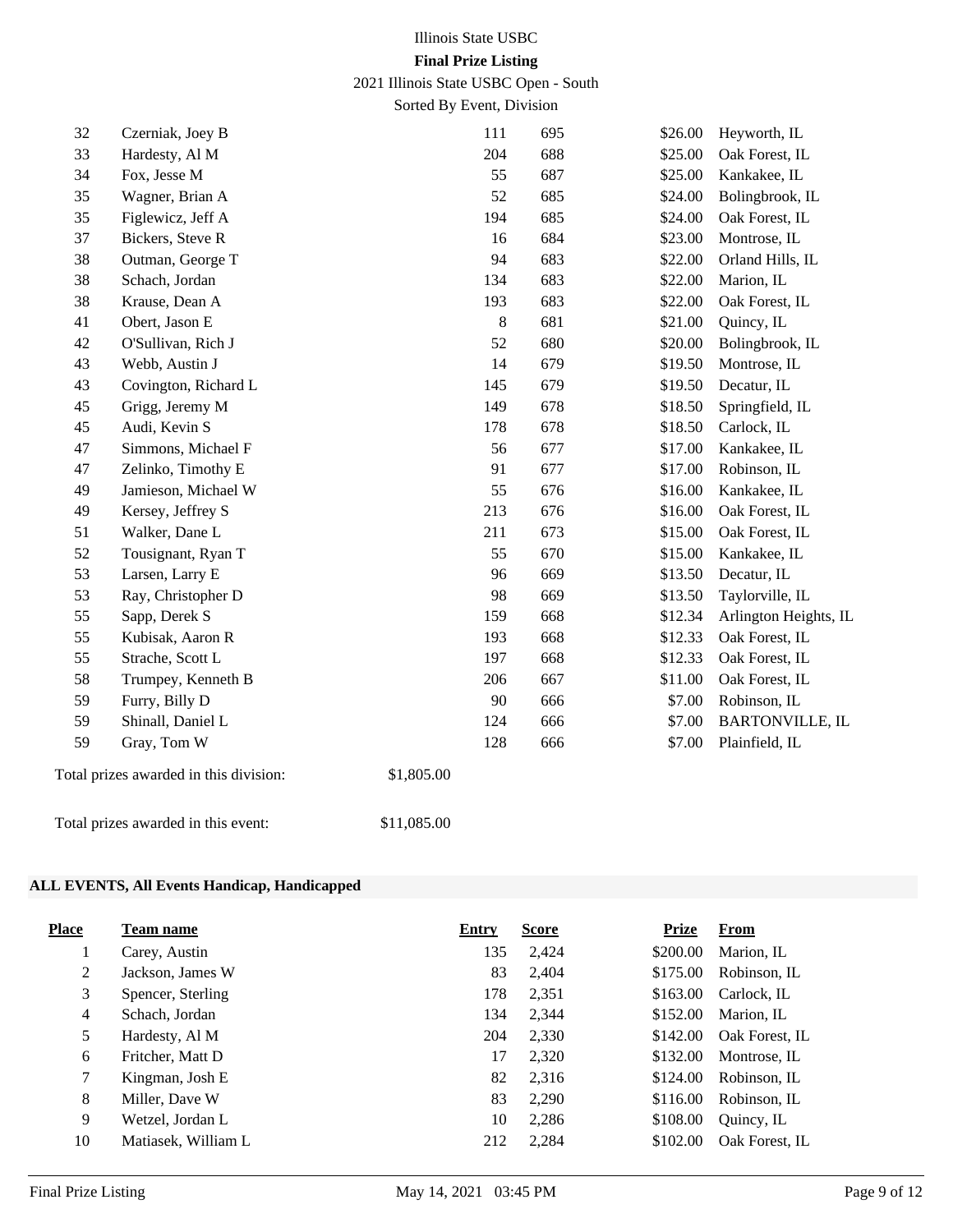| Place | Team name | Entry | Score | Prize | From |
|---|---|---|---|---|---|
| 32 | Czerniak, Joey B | 111 | 695 | $26.00 | Heyworth, IL |
| 33 | Hardesty, Al M | 204 | 688 | $25.00 | Oak Forest, IL |
| 34 | Fox, Jesse M | 55 | 687 | $25.00 | Kankakee, IL |
| 35 | Wagner, Brian A | 52 | 685 | $24.00 | Bolingbrook, IL |
| 35 | Figlewicz, Jeff A | 194 | 685 | $24.00 | Oak Forest, IL |
| 37 | Bickers, Steve R | 16 | 684 | $23.00 | Montrose, IL |
| 38 | Outman, George T | 94 | 683 | $22.00 | Orland Hills, IL |
| 38 | Schach, Jordan | 134 | 683 | $22.00 | Marion, IL |
| 38 | Krause, Dean A | 193 | 683 | $22.00 | Oak Forest, IL |
| 41 | Obert, Jason E | 8 | 681 | $21.00 | Quincy, IL |
| 42 | O'Sullivan, Rich J | 52 | 680 | $20.00 | Bolingbrook, IL |
| 43 | Webb, Austin J | 14 | 679 | $19.50 | Montrose, IL |
| 43 | Covington, Richard L | 145 | 679 | $19.50 | Decatur, IL |
| 45 | Grigg, Jeremy M | 149 | 678 | $18.50 | Springfield, IL |
| 45 | Audi, Kevin S | 178 | 678 | $18.50 | Carlock, IL |
| 47 | Simmons, Michael F | 56 | 677 | $17.00 | Kankakee, IL |
| 47 | Zelinko, Timothy E | 91 | 677 | $17.00 | Robinson, IL |
| 49 | Jamieson, Michael W | 55 | 676 | $16.00 | Kankakee, IL |
| 49 | Kersey, Jeffrey S | 213 | 676 | $16.00 | Oak Forest, IL |
| 51 | Walker, Dane L | 211 | 673 | $15.00 | Oak Forest, IL |
| 52 | Tousignant, Ryan T | 55 | 670 | $15.00 | Kankakee, IL |
| 53 | Larsen, Larry E | 96 | 669 | $13.50 | Decatur, IL |
| 53 | Ray, Christopher D | 98 | 669 | $13.50 | Taylorville, IL |
| 55 | Sapp, Derek S | 159 | 668 | $12.34 | Arlington Heights, IL |
| 55 | Kubisak, Aaron R | 193 | 668 | $12.33 | Oak Forest, IL |
| 55 | Strache, Scott L | 197 | 668 | $12.33 | Oak Forest, IL |
| 58 | Trumpey, Kenneth B | 206 | 667 | $11.00 | Oak Forest, IL |
| 59 | Furry, Billy D | 90 | 666 | $7.00 | Robinson, IL |
| 59 | Shinall, Daniel L | 124 | 666 | $7.00 | BARTONVILLE, IL |
| 59 | Gray, Tom W | 128 | 666 | $7.00 | Plainfield, IL |

Total prizes awarded in this division: $1,805.00

Total prizes awarded in this event: $11,085.00

### ALL EVENTS, All Events Handicap, Handicapped

| Place | Team name | Entry | Score | Prize | From |
|---|---|---|---|---|---|
| 1 | Carey, Austin | 135 | 2,424 | $200.00 | Marion, IL |
| 2 | Jackson, James W | 83 | 2,404 | $175.00 | Robinson, IL |
| 3 | Spencer, Sterling | 178 | 2,351 | $163.00 | Carlock, IL |
| 4 | Schach, Jordan | 134 | 2,344 | $152.00 | Marion, IL |
| 5 | Hardesty, Al M | 204 | 2,330 | $142.00 | Oak Forest, IL |
| 6 | Fritcher, Matt D | 17 | 2,320 | $132.00 | Montrose, IL |
| 7 | Kingman, Josh E | 82 | 2,316 | $124.00 | Robinson, IL |
| 8 | Miller, Dave W | 83 | 2,290 | $116.00 | Robinson, IL |
| 9 | Wetzel, Jordan L | 10 | 2,286 | $108.00 | Quincy, IL |
| 10 | Matiasek, William L | 212 | 2,284 | $102.00 | Oak Forest, IL |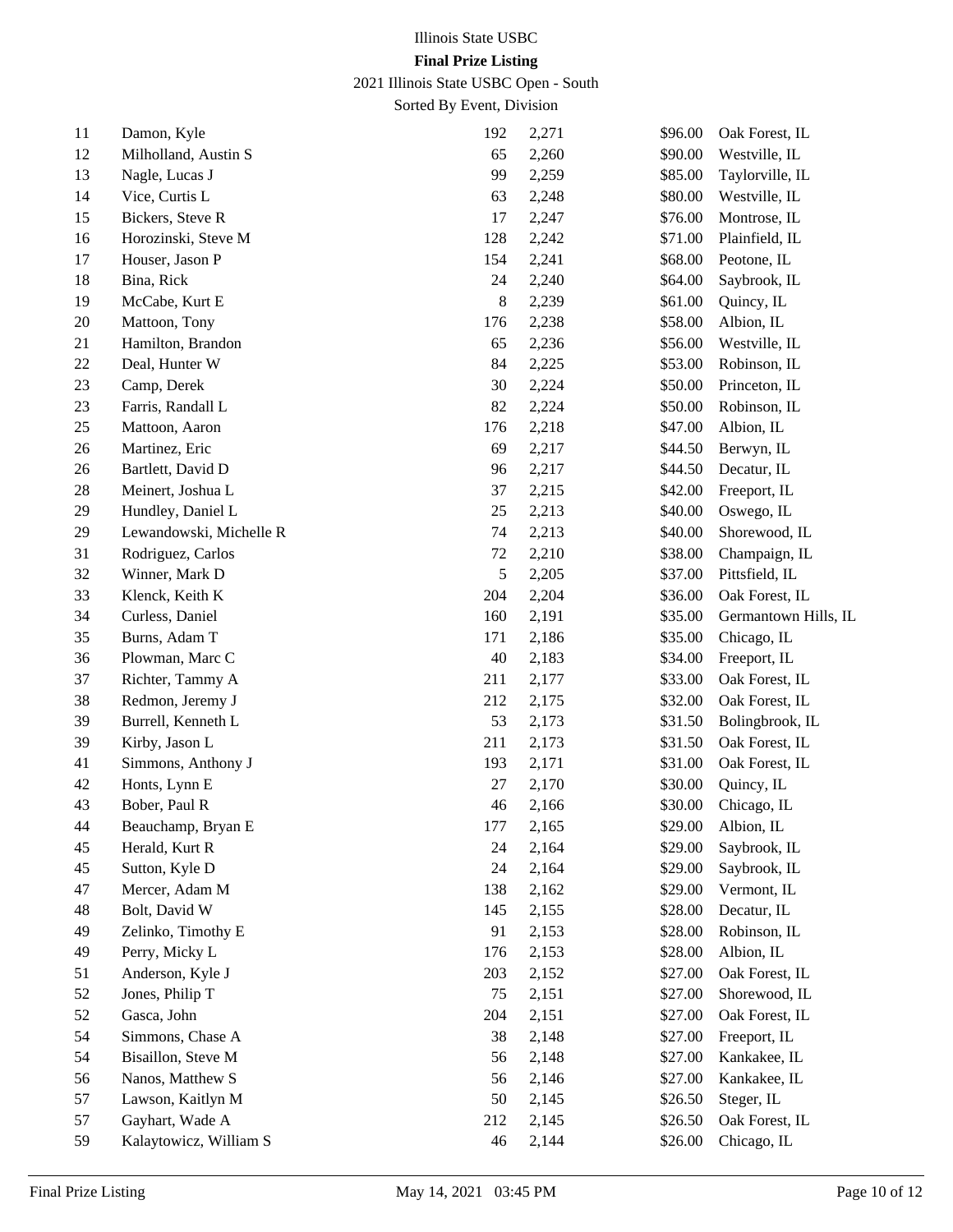# Illinois State USBC

**Final Prize Listing**

2021 Illinois State USBC Open - South

Sorted By Event, Division

| | | | | | |
|---|---|---|---|---|---|
| 11 | Damon, Kyle | 192 | 2,271 | $96.00 | Oak Forest, IL |
| 12 | Milholland, Austin S | 65 | 2,260 | $90.00 | Westville, IL |
| 13 | Nagle, Lucas J | 99 | 2,259 | $85.00 | Taylorville, IL |
| 14 | Vice, Curtis L | 63 | 2,248 | $80.00 | Westville, IL |
| 15 | Bickers, Steve R | 17 | 2,247 | $76.00 | Montrose, IL |
| 16 | Horozinski, Steve M | 128 | 2,242 | $71.00 | Plainfield, IL |
| 17 | Houser, Jason P | 154 | 2,241 | $68.00 | Peotone, IL |
| 18 | Bina, Rick | 24 | 2,240 | $64.00 | Saybrook, IL |
| 19 | McCabe, Kurt E | 8 | 2,239 | $61.00 | Quincy, IL |
| 20 | Mattoon, Tony | 176 | 2,238 | $58.00 | Albion, IL |
| 21 | Hamilton, Brandon | 65 | 2,236 | $56.00 | Westville, IL |
| 22 | Deal, Hunter W | 84 | 2,225 | $53.00 | Robinson, IL |
| 23 | Camp, Derek | 30 | 2,224 | $50.00 | Princeton, IL |
| 23 | Farris, Randall L | 82 | 2,224 | $50.00 | Robinson, IL |
| 25 | Mattoon, Aaron | 176 | 2,218 | $47.00 | Albion, IL |
| 26 | Martinez, Eric | 69 | 2,217 | $44.50 | Berwyn, IL |
| 26 | Bartlett, David D | 96 | 2,217 | $44.50 | Decatur, IL |
| 28 | Meinert, Joshua L | 37 | 2,215 | $42.00 | Freeport, IL |
| 29 | Hundley, Daniel L | 25 | 2,213 | $40.00 | Oswego, IL |
| 29 | Lewandowski, Michelle R | 74 | 2,213 | $40.00 | Shorewood, IL |
| 31 | Rodriguez, Carlos | 72 | 2,210 | $38.00 | Champaign, IL |
| 32 | Winner, Mark D | 5 | 2,205 | $37.00 | Pittsfield, IL |
| 33 | Klenck, Keith K | 204 | 2,204 | $36.00 | Oak Forest, IL |
| 34 | Curless, Daniel | 160 | 2,191 | $35.00 | Germantown Hills, IL |
| 35 | Burns, Adam T | 171 | 2,186 | $35.00 | Chicago, IL |
| 36 | Plowman, Marc C | 40 | 2,183 | $34.00 | Freeport, IL |
| 37 | Richter, Tammy A | 211 | 2,177 | $33.00 | Oak Forest, IL |
| 38 | Redmon, Jeremy J | 212 | 2,175 | $32.00 | Oak Forest, IL |
| 39 | Burrell, Kenneth L | 53 | 2,173 | $31.50 | Bolingbrook, IL |
| 39 | Kirby, Jason L | 211 | 2,173 | $31.50 | Oak Forest, IL |
| 41 | Simmons, Anthony J | 193 | 2,171 | $31.00 | Oak Forest, IL |
| 42 | Honts, Lynn E | 27 | 2,170 | $30.00 | Quincy, IL |
| 43 | Bober, Paul R | 46 | 2,166 | $30.00 | Chicago, IL |
| 44 | Beauchamp, Bryan E | 177 | 2,165 | $29.00 | Albion, IL |
| 45 | Herald, Kurt R | 24 | 2,164 | $29.00 | Saybrook, IL |
| 45 | Sutton, Kyle D | 24 | 2,164 | $29.00 | Saybrook, IL |
| 47 | Mercer, Adam M | 138 | 2,162 | $29.00 | Vermont, IL |
| 48 | Bolt, David W | 145 | 2,155 | $28.00 | Decatur, IL |
| 49 | Zelinko, Timothy E | 91 | 2,153 | $28.00 | Robinson, IL |
| 49 | Perry, Micky L | 176 | 2,153 | $28.00 | Albion, IL |
| 51 | Anderson, Kyle J | 203 | 2,152 | $27.00 | Oak Forest, IL |
| 52 | Jones, Philip T | 75 | 2,151 | $27.00 | Shorewood, IL |
| 52 | Gasca, John | 204 | 2,151 | $27.00 | Oak Forest, IL |
| 54 | Simmons, Chase A | 38 | 2,148 | $27.00 | Freeport, IL |
| 54 | Bisaillon, Steve M | 56 | 2,148 | $27.00 | Kankakee, IL |
| 56 | Nanos, Matthew S | 56 | 2,146 | $27.00 | Kankakee, IL |
| 57 | Lawson, Kaitlyn M | 50 | 2,145 | $26.50 | Steger, IL |
| 57 | Gayhart, Wade A | 212 | 2,145 | $26.50 | Oak Forest, IL |
| 59 | Kalaytowicz, William S | 46 | 2,144 | $26.00 | Chicago, IL |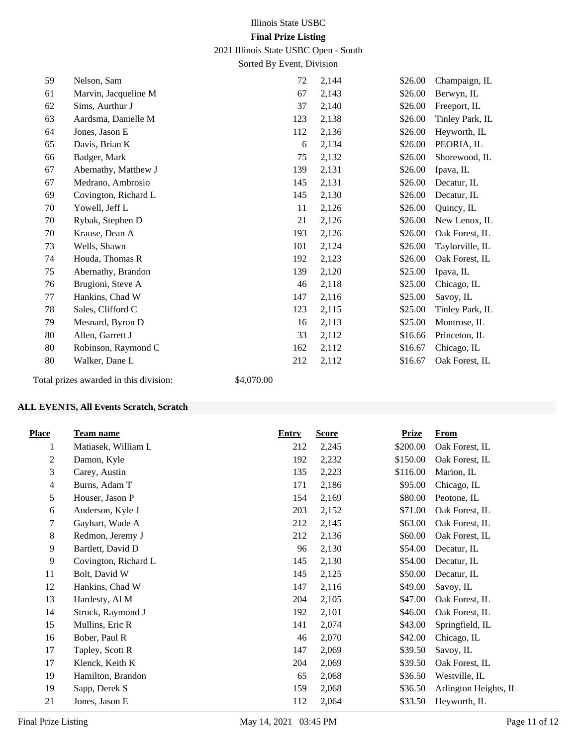| | | | | | |
|---|---|---|---|---|---|
| 59 | Nelson, Sam | 72 | 2,144 | $26.00 | Champaign, IL |
| 61 | Marvin, Jacqueline M | 67 | 2,143 | $26.00 | Berwyn, IL |
| 62 | Sims, Aurthur J | 37 | 2,140 | $26.00 | Freeport, IL |
| 63 | Aardsma, Danielle M | 123 | 2,138 | $26.00 | Tinley Park, IL |
| 64 | Jones, Jason E | 112 | 2,136 | $26.00 | Heyworth, IL |
| 65 | Davis, Brian K | 6 | 2,134 | $26.00 | PEORIA, IL |
| 66 | Badger, Mark | 75 | 2,132 | $26.00 | Shorewood, IL |
| 67 | Abernathy, Matthew J | 139 | 2,131 | $26.00 | Ipava, IL |
| 67 | Medrano, Ambrosio | 145 | 2,131 | $26.00 | Decatur, IL |
| 69 | Covington, Richard L | 145 | 2,130 | $26.00 | Decatur, IL |
| 70 | Yowell, Jeff L | 11 | 2,126 | $26.00 | Quincy, IL |
| 70 | Rybak, Stephen D | 21 | 2,126 | $26.00 | New Lenox, IL |
| 70 | Krause, Dean A | 193 | 2,126 | $26.00 | Oak Forest, IL |
| 73 | Wells, Shawn | 101 | 2,124 | $26.00 | Taylorville, IL |
| 74 | Houda, Thomas R | 192 | 2,123 | $26.00 | Oak Forest, IL |
| 75 | Abernathy, Brandon | 139 | 2,120 | $25.00 | Ipava, IL |
| 76 | Brugioni, Steve A | 46 | 2,118 | $25.00 | Chicago, IL |
| 77 | Hankins, Chad W | 147 | 2,116 | $25.00 | Savoy, IL |
| 78 | Sales, Clifford C | 123 | 2,115 | $25.00 | Tinley Park, IL |
| 79 | Mesnard, Byron D | 16 | 2,113 | $25.00 | Montrose, IL |
| 80 | Allen, Garrett J | 33 | 2,112 | $16.66 | Princeton, IL |
| 80 | Robinson, Raymond C | 162 | 2,112 | $16.67 | Chicago, IL |
| 80 | Walker, Dane L | 212 | 2,112 | $16.67 | Oak Forest, IL |

Total prizes awarded in this division: $4,070.00

**ALL EVENTS, All Events Scratch, Scratch**

| Place | Team name | Entry | Score | Prize | From |
|---|---|---|---|---|---|
| 1 | Matiasek, William L | 212 | 2,245 | $200.00 | Oak Forest, IL |
| 2 | Damon, Kyle | 192 | 2,232 | $150.00 | Oak Forest, IL |
| 3 | Carey, Austin | 135 | 2,223 | $116.00 | Marion, IL |
| 4 | Burns, Adam T | 171 | 2,186 | $95.00 | Chicago, IL |
| 5 | Houser, Jason P | 154 | 2,169 | $80.00 | Peotone, IL |
| 6 | Anderson, Kyle J | 203 | 2,152 | $71.00 | Oak Forest, IL |
| 7 | Gayhart, Wade A | 212 | 2,145 | $63.00 | Oak Forest, IL |
| 8 | Redmon, Jeremy J | 212 | 2,136 | $60.00 | Oak Forest, IL |
| 9 | Bartlett, David D | 96 | 2,130 | $54.00 | Decatur, IL |
| 9 | Covington, Richard L | 145 | 2,130 | $54.00 | Decatur, IL |
| 11 | Bolt, David W | 145 | 2,125 | $50.00 | Decatur, IL |
| 12 | Hankins, Chad W | 147 | 2,116 | $49.00 | Savoy, IL |
| 13 | Hardesty, Al M | 204 | 2,105 | $47.00 | Oak Forest, IL |
| 14 | Struck, Raymond J | 192 | 2,101 | $46.00 | Oak Forest, IL |
| 15 | Mullins, Eric R | 141 | 2,074 | $43.00 | Springfield, IL |
| 16 | Bober, Paul R | 46 | 2,070 | $42.00 | Chicago, IL |
| 17 | Tapley, Scott R | 147 | 2,069 | $39.50 | Savoy, IL |
| 17 | Klenck, Keith K | 204 | 2,069 | $39.50 | Oak Forest, IL |
| 19 | Hamilton, Brandon | 65 | 2,068 | $36.50 | Westville, IL |
| 19 | Sapp, Derek S | 159 | 2,068 | $36.50 | Arlington Heights, IL |
| 21 | Jones, Jason E | 112 | 2,064 | $33.50 | Heyworth, IL |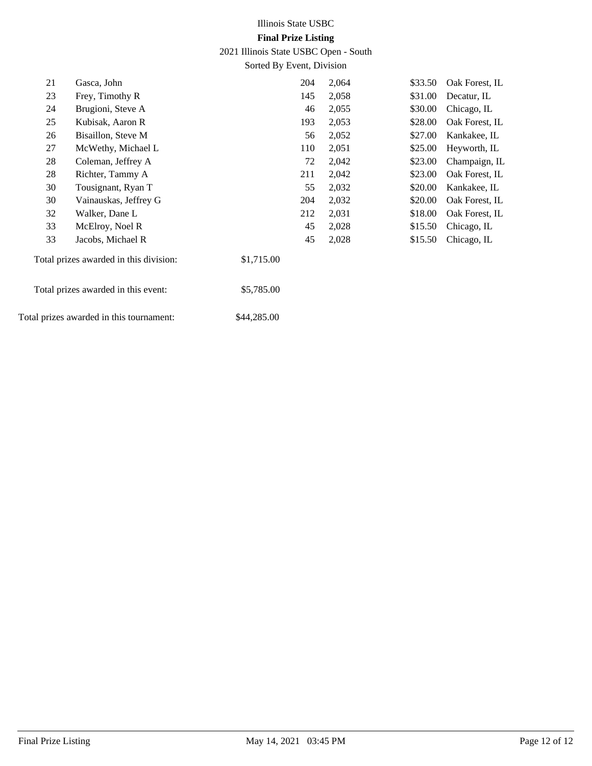Illinois State USBC

**Final Prize Listing**

2021 Illinois State USBC Open - South

Sorted By Event, Division

| | | | | | |
|---|---|---|---|---|---|
| 21 | Gasca, John | 204 | 2,064 | $33.50 | Oak Forest, IL |
| 23 | Frey, Timothy R | 145 | 2,058 | $31.00 | Decatur, IL |
| 24 | Brugioni, Steve A | 46 | 2,055 | $30.00 | Chicago, IL |
| 25 | Kubisak, Aaron R | 193 | 2,053 | $28.00 | Oak Forest, IL |
| 26 | Bisaillon, Steve M | 56 | 2,052 | $27.00 | Kankakee, IL |
| 27 | McWethy, Michael L | 110 | 2,051 | $25.00 | Heyworth, IL |
| 28 | Coleman, Jeffrey A | 72 | 2,042 | $23.00 | Champaign, IL |
| 28 | Richter, Tammy A | 211 | 2,042 | $23.00 | Oak Forest, IL |
| 30 | Tousignant, Ryan T | 55 | 2,032 | $20.00 | Kankakee, IL |
| 30 | Vainauskas, Jeffrey G | 204 | 2,032 | $20.00 | Oak Forest, IL |
| 32 | Walker, Dane L | 212 | 2,031 | $18.00 | Oak Forest, IL |
| 33 | McElroy, Noel R | 45 | 2,028 | $15.50 | Chicago, IL |
| 33 | Jacobs, Michael R | 45 | 2,028 | $15.50 | Chicago, IL |

Total prizes awarded in this division: $1,715.00

Total prizes awarded in this event: $5,785.00

Total prizes awarded in this tournament: $44,285.00